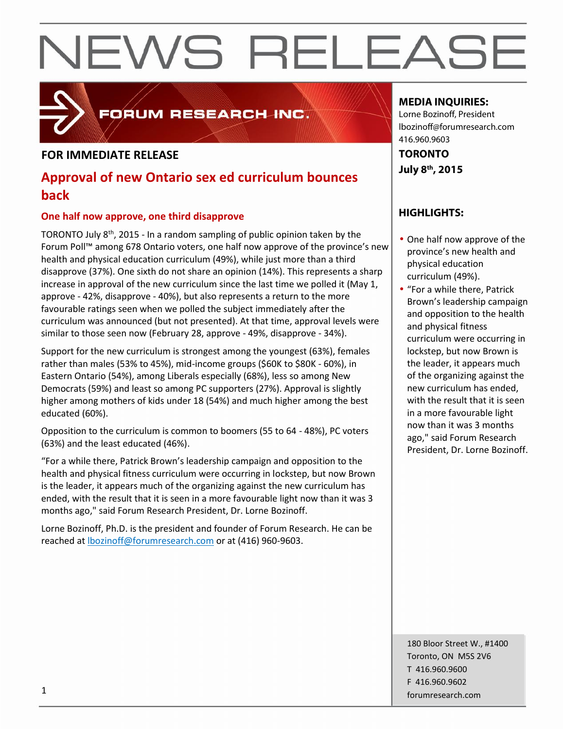# NEWS RELEASE

FORUM RESEARCH INC.

**FOR IMMEDIATE RELEASE**

## Approval of new Ontario sex ed curriculum bounces back

### One half now approve, one third disapprove

TORONTO July 8th, 2015 - In a random sampling of public opinion taken by the Forum Poll™ among 678 Ontario voters, one half now approve of the province's new health and physical education curriculum (49%), while just more than a third disapprove (37%). One sixth do not share an opinion (14%). This represents a sharp increase in approval of the new curriculum since the last time we polled it (May 1, approve - 42%, disapprove - 40%), but also represents a return to the more favourable ratings seen when we polled the subject immediately after the curriculum was announced (but not presented). At that time, approval levels were similar to those seen now (February 28, approve - 49%, disapprove - 34%).

Support for the new curriculum is strongest among the youngest (63%), females rather than males (53% to 45%), mid-income groups ($60K to $80K - 60%), in Eastern Ontario (54%), among Liberals especially (68%), less so among New Democrats (59%) and least so among PC supporters (27%). Approval is slightly higher among mothers of kids under 18 (54%) and much higher among the best educated (60%).

Opposition to the curriculum is common to boomers (55 to 64 - 48%), PC voters (63%) and the least educated (46%).

"For a while there, Patrick Brown's leadership campaign and opposition to the health and physical fitness curriculum were occurring in lockstep, but now Brown is the leader, it appears much of the organizing against the new curriculum has ended, with the result that it is seen in a more favourable light now than it was 3 months ago," said Forum Research President, Dr. Lorne Bozinoff.

Lorne Bozinoff, Ph.D. is the president and founder of Forum Research. He can be reached at lbozinoff@forumresearch.com or at (416) 960-9603.

**MEDIA INQUIRIES:**
Lorne Bozinoff, President
lbozinoff@forumresearch.com
416.960.9603

**TORONTO**
**July 8th, 2015**

**HIGHLIGHTS:**

- One half now approve of the province's new health and physical education curriculum (49%).
- "For a while there, Patrick Brown's leadership campaign and opposition to the health and physical fitness curriculum were occurring in lockstep, but now Brown is the leader, it appears much of the organizing against the new curriculum has ended, with the result that it is seen in a more favourable light now than it was 3 months ago," said Forum Research President, Dr. Lorne Bozinoff.

180 Bloor Street W., #1400
Toronto, ON M5S 2V6
T 416.960.9600
F 416.960.9602
forumresearch.com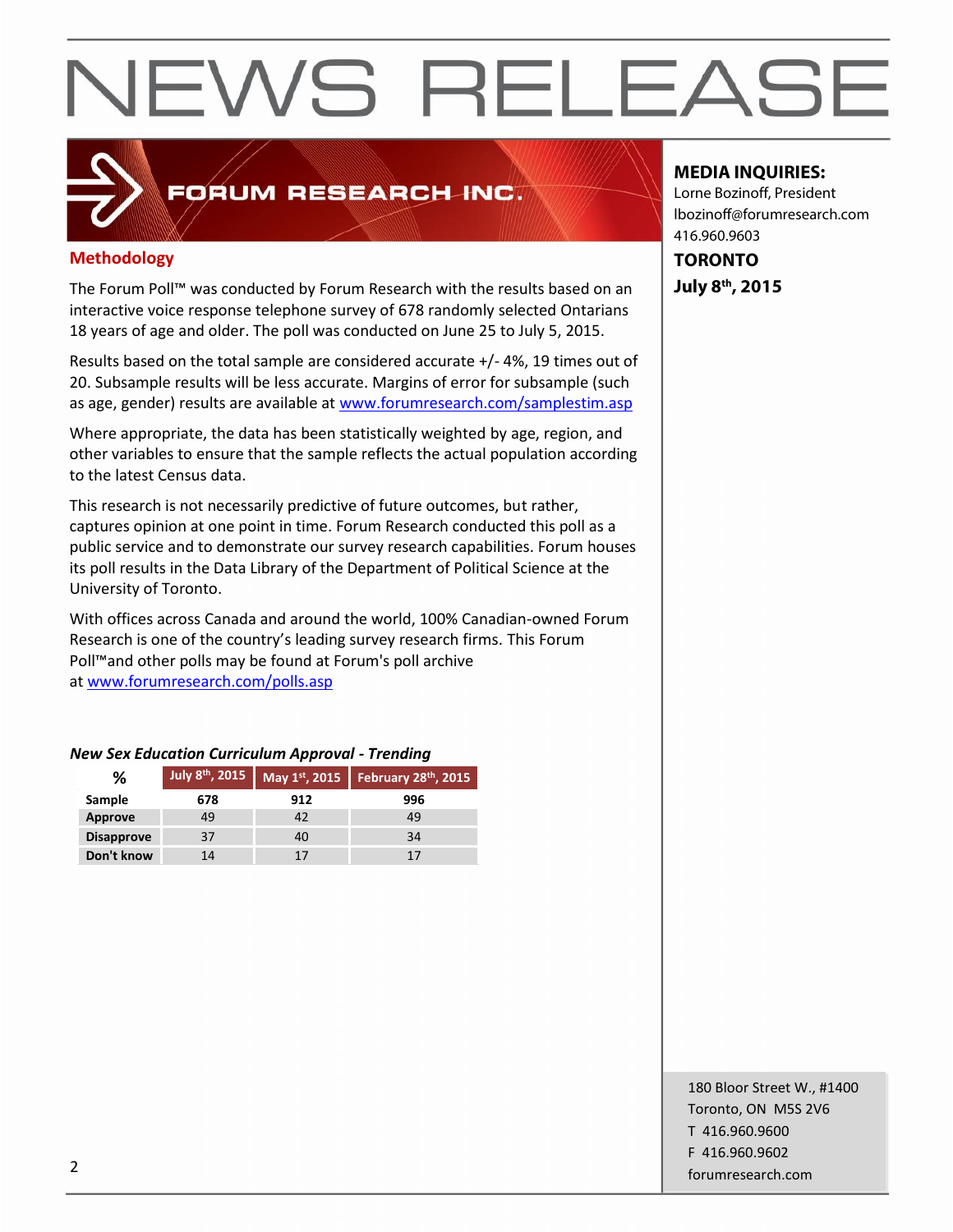# NEWS RELEASE

FORUM RESEARCH INC.

**MEDIA INQUIRIES:**
Lorne Bozinoff, President
lbozinoff@forumresearch.com
416.960.9603

**TORONTO**
**July 8th, 2015**

## Methodology

The Forum Poll™ was conducted by Forum Research with the results based on an interactive voice response telephone survey of 678 randomly selected Ontarians 18 years of age and older. The poll was conducted on June 25 to July 5, 2015.

Results based on the total sample are considered accurate +/- 4%, 19 times out of 20. Subsample results will be less accurate. Margins of error for subsample (such as age, gender) results are available at www.forumresearch.com/samplestim.asp

Where appropriate, the data has been statistically weighted by age, region, and other variables to ensure that the sample reflects the actual population according to the latest Census data.

This research is not necessarily predictive of future outcomes, but rather, captures opinion at one point in time. Forum Research conducted this poll as a public service and to demonstrate our survey research capabilities. Forum houses its poll results in the Data Library of the Department of Political Science at the University of Toronto.

With offices across Canada and around the world, 100% Canadian-owned Forum Research is one of the country's leading survey research firms. This Forum Poll™and other polls may be found at Forum's poll archive at www.forumresearch.com/polls.asp

***New Sex Education Curriculum Approval - Trending***

| % | July 8th, 2015 | May 1st, 2015 | February 28th, 2015 |
|---|---|---|---|
| **Sample** | **678** | **912** | **996** |
| **Approve** | 49 | 42 | 49 |
| **Disapprove** | 37 | 40 | 34 |
| **Don't know** | 14 | 17 | 17 |

180 Bloor Street W., #1400
Toronto, ON M5S 2V6
T 416.960.9600
F 416.960.9602
forumresearch.com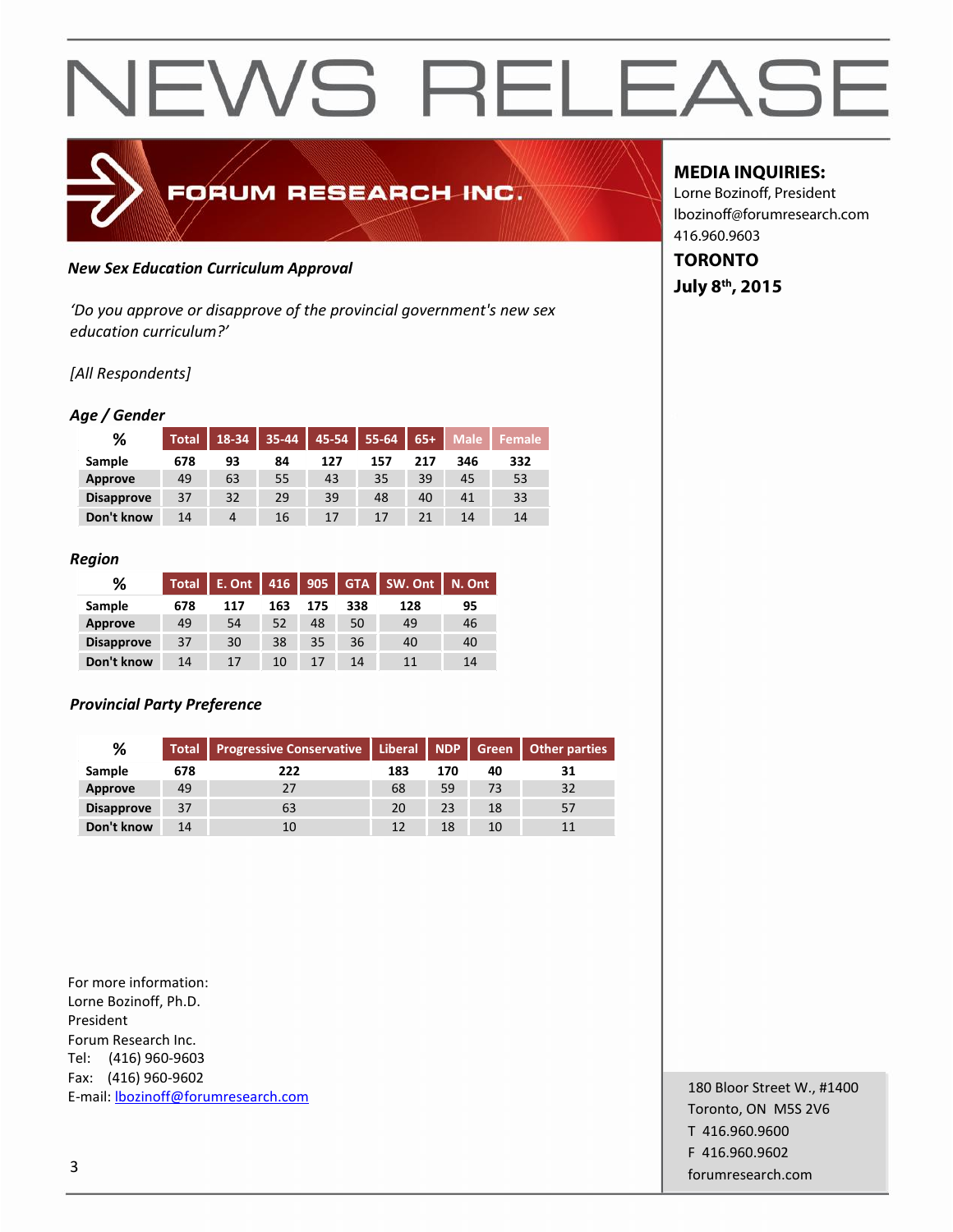# NEWS RELEASE

FORUM RESEARCH INC.

**MEDIA INQUIRIES:**
Lorne Bozinoff, President
lbozinoff@forumresearch.com
416.960.9603

**TORONTO**
**July 8th, 2015**

### *New Sex Education Curriculum Approval*

*'Do you approve or disapprove of the provincial government's new sex education curriculum?'*

*[All Respondents]*

#### *Age / Gender*

| % | Total | 18-34 | 35-44 | 45-54 | 55-64 | 65+ | Male | Female |
|---|---|---|---|---|---|---|---|---|
| Sample | 678 | 93 | 84 | 127 | 157 | 217 | 346 | 332 |
| Approve | 49 | 63 | 55 | 43 | 35 | 39 | 45 | 53 |
| Disapprove | 37 | 32 | 29 | 39 | 48 | 40 | 41 | 33 |
| Don't know | 14 | 4 | 16 | 17 | 17 | 21 | 14 | 14 |

#### *Region*

| % | Total | E. Ont | 416 | 905 | GTA | SW. Ont | N. Ont |
|---|---|---|---|---|---|---|---|
| Sample | 678 | 117 | 163 | 175 | 338 | 128 | 95 |
| Approve | 49 | 54 | 52 | 48 | 50 | 49 | 46 |
| Disapprove | 37 | 30 | 38 | 35 | 36 | 40 | 40 |
| Don't know | 14 | 17 | 10 | 17 | 14 | 11 | 14 |

#### *Provincial Party Preference*

| % | Total | Progressive Conservative | Liberal | NDP | Green | Other parties |
|---|---|---|---|---|---|---|
| Sample | 678 | 222 | 183 | 170 | 40 | 31 |
| Approve | 49 | 27 | 68 | 59 | 73 | 32 |
| Disapprove | 37 | 63 | 20 | 23 | 18 | 57 |
| Don't know | 14 | 10 | 12 | 18 | 10 | 11 |

For more information:
Lorne Bozinoff, Ph.D.
President
Forum Research Inc.
Tel: (416) 960-9603
Fax: (416) 960-9602
E-mail: lbozinoff@forumresearch.com

180 Bloor Street W., #1400
Toronto, ON M5S 2V6
T 416.960.9600
F 416.960.9602
forumresearch.com